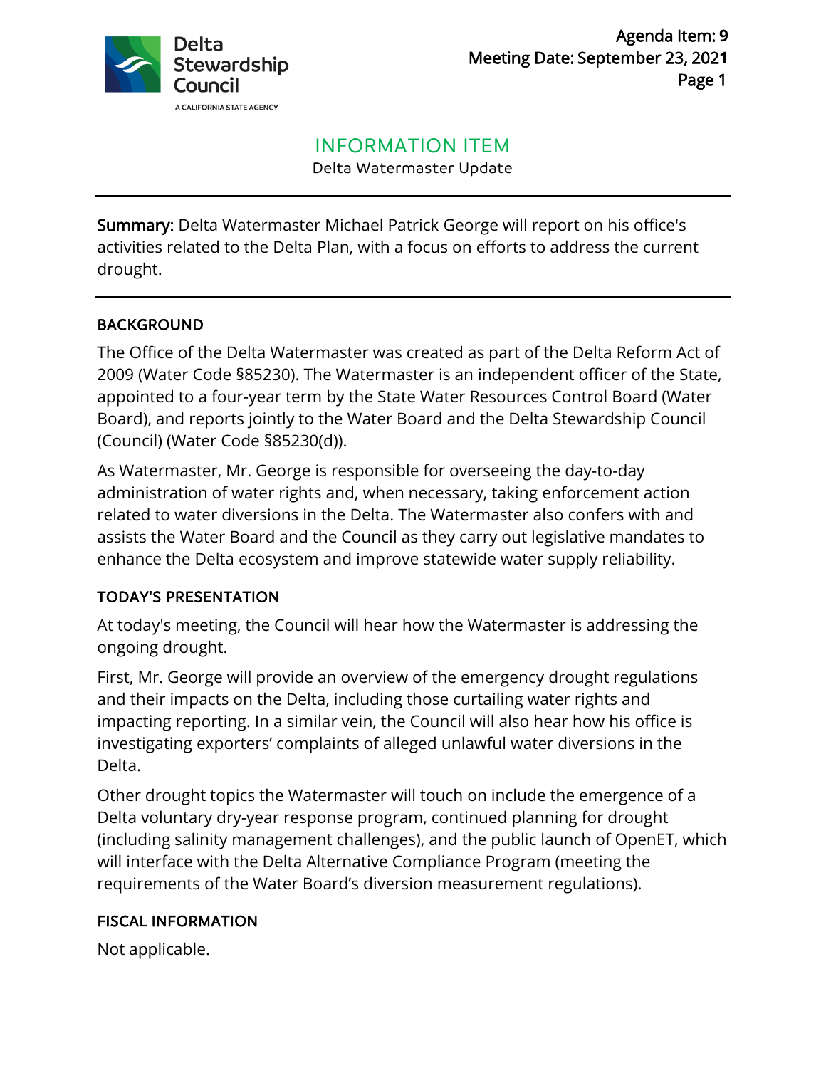Agenda Item: 9
Meeting Date: September 23, 2021

# INFORMATION ITEM

Delta Watermaster Update

**Summary:** Delta Watermaster Michael Patrick George will report on his office's activities related to the Delta Plan, with a focus on efforts to address the current drought.

## BACKGROUND

The Office of the Delta Watermaster was created as part of the Delta Reform Act of 2009 (Water Code §85230). The Watermaster is an independent officer of the State, appointed to a four-year term by the State Water Resources Control Board (Water Board), and reports jointly to the Water Board and the Delta Stewardship Council (Council) (Water Code §85230(d)).

As Watermaster, Mr. George is responsible for overseeing the day-to-day administration of water rights and, when necessary, taking enforcement action related to water diversions in the Delta. The Watermaster also confers with and assists the Water Board and the Council as they carry out legislative mandates to enhance the Delta ecosystem and improve statewide water supply reliability.

## TODAY'S PRESENTATION

At today's meeting, the Council will hear how the Watermaster is addressing the ongoing drought.

First, Mr. George will provide an overview of the emergency drought regulations and their impacts on the Delta, including those curtailing water rights and impacting reporting. In a similar vein, the Council will also hear how his office is investigating exporters' complaints of alleged unlawful water diversions in the Delta.

Other drought topics the Watermaster will touch on include the emergence of a Delta voluntary dry-year response program, continued planning for drought (including salinity management challenges), and the public launch of OpenET, which will interface with the Delta Alternative Compliance Program (meeting the requirements of the Water Board's diversion measurement regulations).

## FISCAL INFORMATION

Not applicable.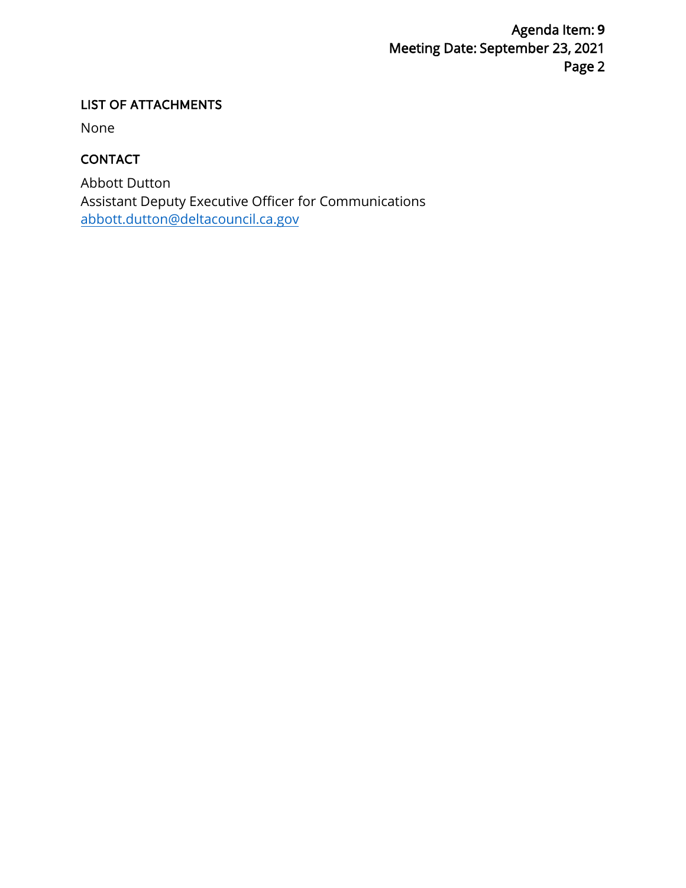## LIST OF ATTACHMENTS

None

## CONTACT

Abbott Dutton
Assistant Deputy Executive Officer for Communications
abbott.dutton@deltacouncil.ca.gov